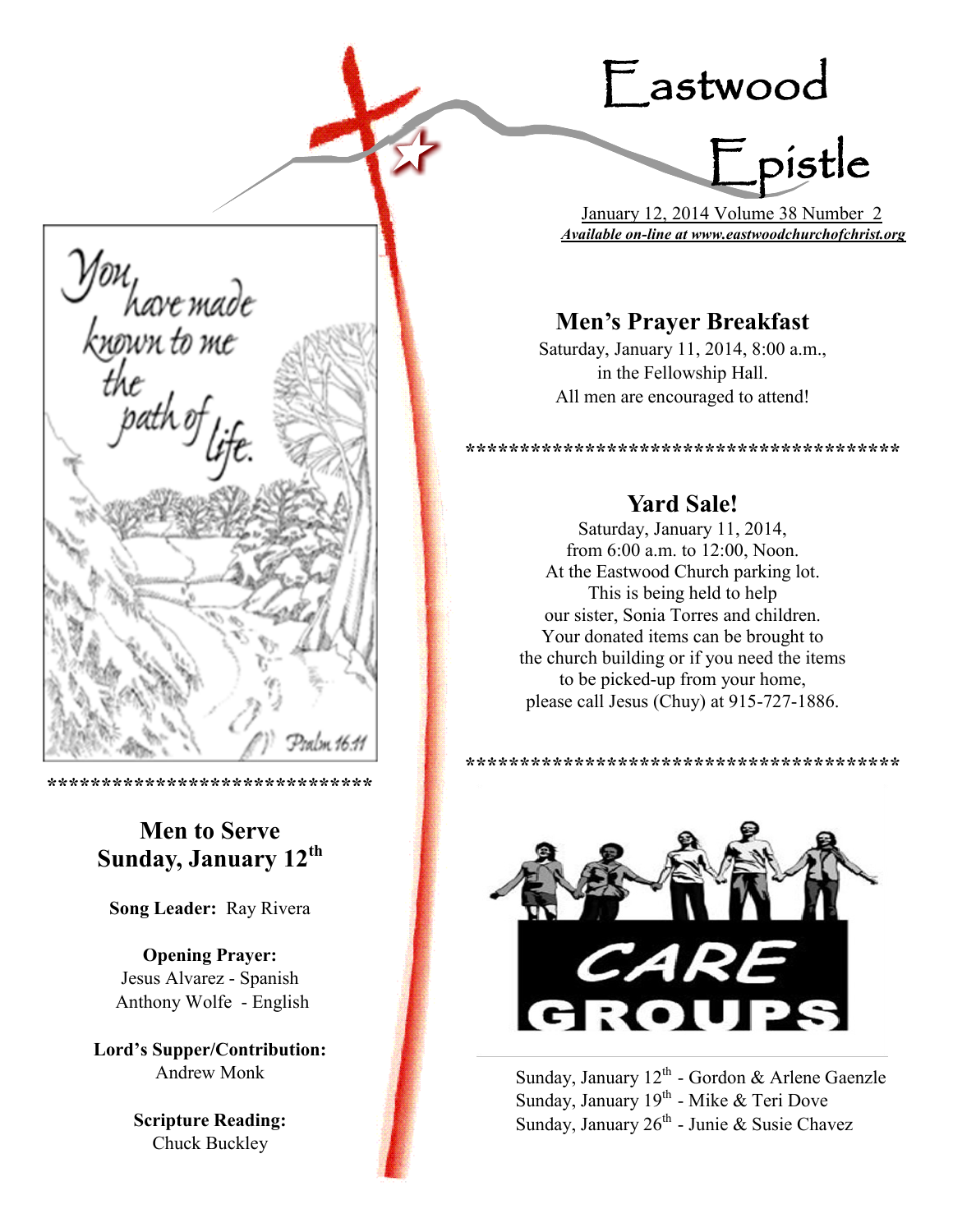# Eastwood Epistle

January 12, 2014 Volume 38 Number 2

***Available on-line at www.eastwoodchurchofchrist.org***

You have made known to me the path of life.

Psalm 16:11

******************************

## Men to Serve Sunday, January 12th

**Song Leader:** Ray Rivera

**Opening Prayer:**
Jesus Alvarez - Spanish
Anthony Wolfe - English

**Lord's Supper/Contribution:**
Andrew Monk

**Scripture Reading:**
Chuck Buckley

## Men's Prayer Breakfast

Saturday, January 11, 2014, 8:00 a.m.,
in the Fellowship Hall.
All men are encouraged to attend!

****************************************

## Yard Sale!

Saturday, January 11, 2014,
from 6:00 a.m. to 12:00, Noon.
At the Eastwood Church parking lot.
This is being held to help
our sister, Sonia Torres and children.
Your donated items can be brought to
the church building or if you need the items
to be picked-up from your home,
please call Jesus (Chuy) at 915-727-1886.

****************************************

## CARE GROUPS

Sunday, January 12th - Gordon & Arlene Gaenzle
Sunday, January 19th - Mike & Teri Dove
Sunday, January 26th - Junie & Susie Chavez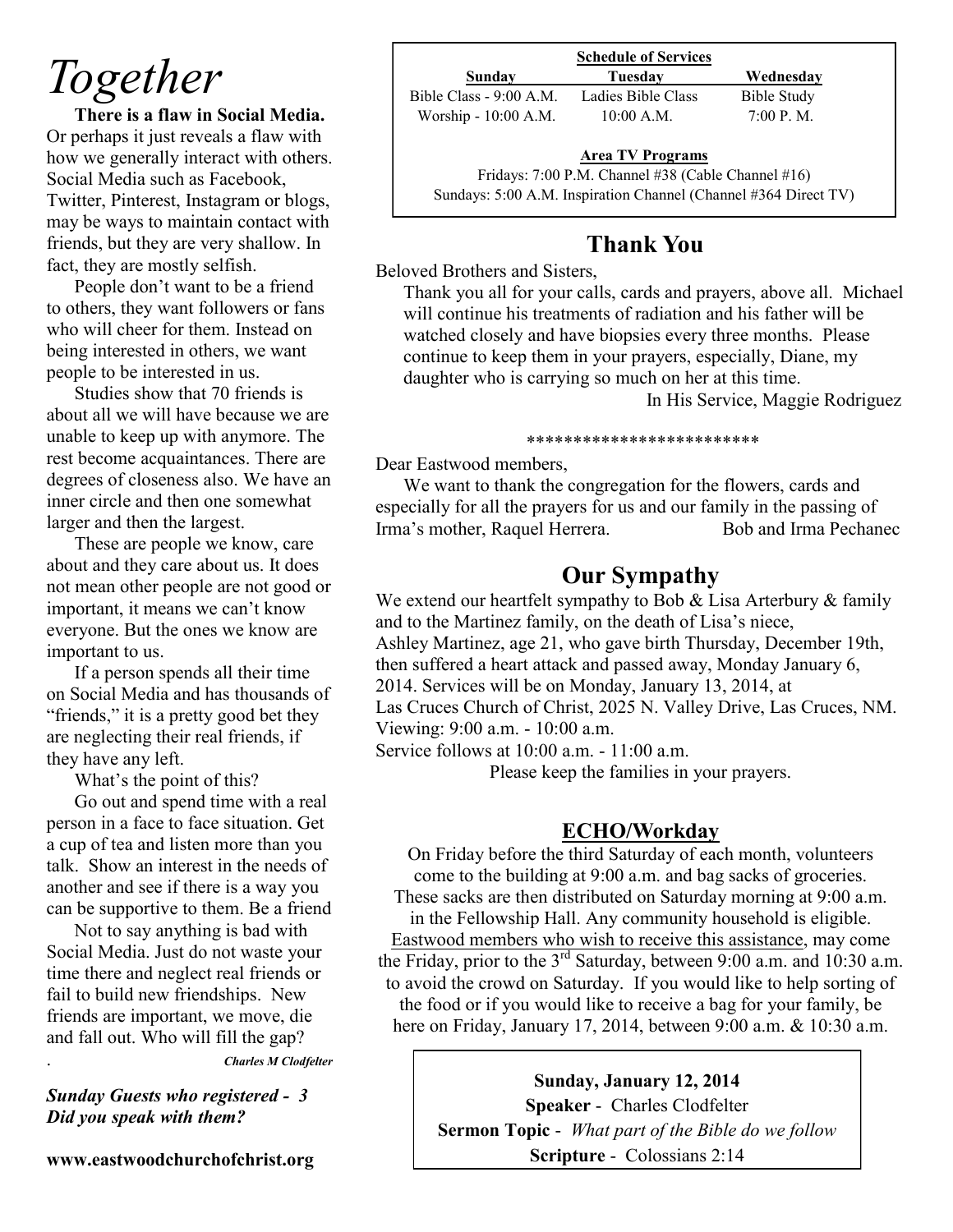# *Together*

**There is a flaw in Social Media.** Or perhaps it just reveals a flaw with how we generally interact with others. Social Media such as Facebook, Twitter, Pinterest, Instagram or blogs, may be ways to maintain contact with friends, but they are very shallow. In fact, they are mostly selfish.

People don't want to be a friend to others, they want followers or fans who will cheer for them. Instead on being interested in others, we want people to be interested in us.

Studies show that 70 friends is about all we will have because we are unable to keep up with anymore. The rest become acquaintances. There are degrees of closeness also. We have an inner circle and then one somewhat larger and then the largest.

These are people we know, care about and they care about us. It does not mean other people are not good or important, it means we can't know everyone. But the ones we know are important to us.

If a person spends all their time on Social Media and has thousands of "friends," it is a pretty good bet they are neglecting their real friends, if they have any left.

What's the point of this?

Go out and spend time with a real person in a face to face situation. Get a cup of tea and listen more than you talk. Show an interest in the needs of another and see if there is a way you can be supportive to them. Be a friend

Not to say anything is bad with Social Media. Just do not waste your time there and neglect real friends or fail to build new friendships. New friends are important, we move, die and fall out. Who will fill the gap?

. ***Charles M Clodfelter***

***Sunday Guests who registered - 3***
***Did you speak with them?***

**www.eastwoodchurchofchrist.org**

**Schedule of Services**

| Sunday | Tuesday | Wednesday |
|---|---|---|
| Bible Class - 9:00 A.M. | Ladies Bible Class | Bible Study |
| Worship - 10:00 A.M. | 10:00 A.M. | 7:00 P. M. |

**Area TV Programs**

Fridays: 7:00 P.M. Channel #38 (Cable Channel #16)
Sundays: 5:00 A.M. Inspiration Channel (Channel #364 Direct TV)

## Thank You

Beloved Brothers and Sisters,

Thank you all for your calls, cards and prayers, above all. Michael will continue his treatments of radiation and his father will be watched closely and have biopsies every three months. Please continue to keep them in your prayers, especially, Diane, my daughter who is carrying so much on her at this time.

In His Service, Maggie Rodriguez

*************************

Dear Eastwood members,

We want to thank the congregation for the flowers, cards and especially for all the prayers for us and our family in the passing of Irma's mother, Raquel Herrera. Bob and Irma Pechanec

## Our Sympathy

We extend our heartfelt sympathy to Bob & Lisa Arterbury & family and to the Martinez family, on the death of Lisa's niece, Ashley Martinez, age 21, who gave birth Thursday, December 19th, then suffered a heart attack and passed away, Monday January 6, 2014. Services will be on Monday, January 13, 2014, at Las Cruces Church of Christ, 2025 N. Valley Drive, Las Cruces, NM.
Viewing: 9:00 a.m. - 10:00 a.m.
Service follows at 10:00 a.m. - 11:00 a.m.

Please keep the families in your prayers.

## ECHO/Workday

On Friday before the third Saturday of each month, volunteers come to the building at 9:00 a.m. and bag sacks of groceries. These sacks are then distributed on Saturday morning at 9:00 a.m. in the Fellowship Hall. Any community household is eligible. Eastwood members who wish to receive this assistance, may come the Friday, prior to the 3rd Saturday, between 9:00 a.m. and 10:30 a.m. to avoid the crowd on Saturday. If you would like to help sorting of the food or if you would like to receive a bag for your family, be here on Friday, January 17, 2014, between 9:00 a.m. & 10:30 a.m.

**Sunday, January 12, 2014**
**Speaker** - Charles Clodfelter
**Sermon Topic** - *What part of the Bible do we follow*
**Scripture** - Colossians 2:14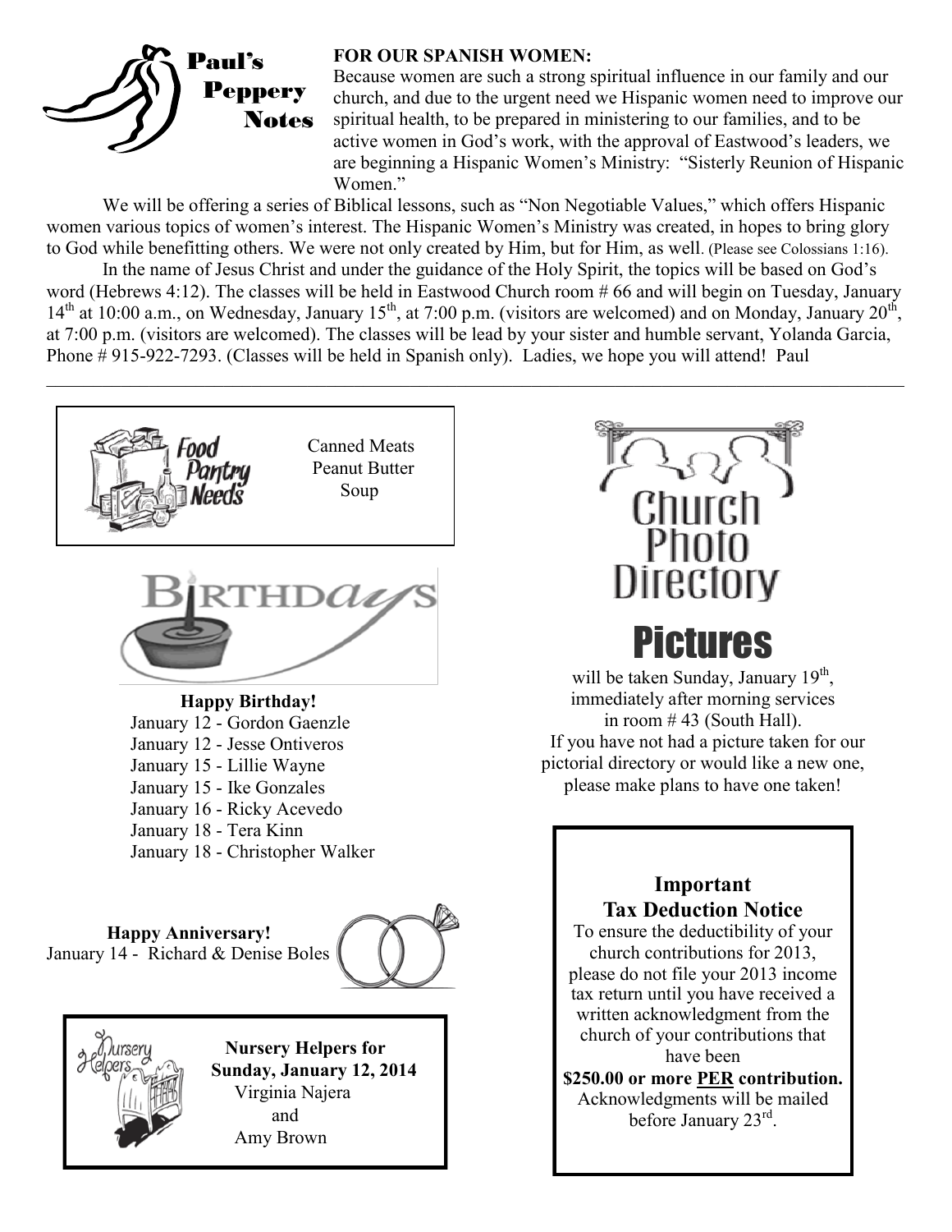## Paul's Peppery Notes

**FOR OUR SPANISH WOMEN:**

Because women are such a strong spiritual influence in our family and our church, and due to the urgent need we Hispanic women need to improve our spiritual health, to be prepared in ministering to our families, and to be active women in God's work, with the approval of Eastwood's leaders, we are beginning a Hispanic Women's Ministry: "Sisterly Reunion of Hispanic Women."

We will be offering a series of Biblical lessons, such as "Non Negotiable Values," which offers Hispanic women various topics of women's interest. The Hispanic Women's Ministry was created, in hopes to bring glory to God while benefitting others. We were not only created by Him, but for Him, as well. (Please see Colossians 1:16).

In the name of Jesus Christ and under the guidance of the Holy Spirit, the topics will be based on God's word (Hebrews 4:12). The classes will be held in Eastwood Church room # 66 and will begin on Tuesday, January 14th at 10:00 a.m., on Wednesday, January 15th, at 7:00 p.m. (visitors are welcomed) and on Monday, January 20th, at 7:00 p.m. (visitors are welcomed). The classes will be lead by your sister and humble servant, Yolanda Garcia, Phone # 915-922-7293. (Classes will be held in Spanish only). Ladies, we hope you will attend! Paul

---

### Food Pantry Needs

Canned Meats
Peanut Butter
Soup

### Birthdays

**Happy Birthday!**

January 12 - Gordon Gaenzle
January 12 - Jesse Ontiveros
January 15 - Lillie Wayne
January 15 - Ike Gonzales
January 16 - Ricky Acevedo
January 18 - Tera Kinn
January 18 - Christopher Walker

**Happy Anniversary!**

January 14 - Richard & Denise Boles

### Nursery Helpers

**Nursery Helpers for Sunday, January 12, 2014**

Virginia Najera
and
Amy Brown

### Church Photo Directory Pictures

will be taken Sunday, January 19th, immediately after morning services in room # 43 (South Hall).
If you have not had a picture taken for our pictorial directory or would like a new one, please make plans to have one taken!

### Important Tax Deduction Notice

To ensure the deductibility of your church contributions for 2013, please do not file your 2013 income tax return until you have received a written acknowledgment from the church of your contributions that have been

**$250.00 or more PER contribution.**

Acknowledgments will be mailed before January 23rd.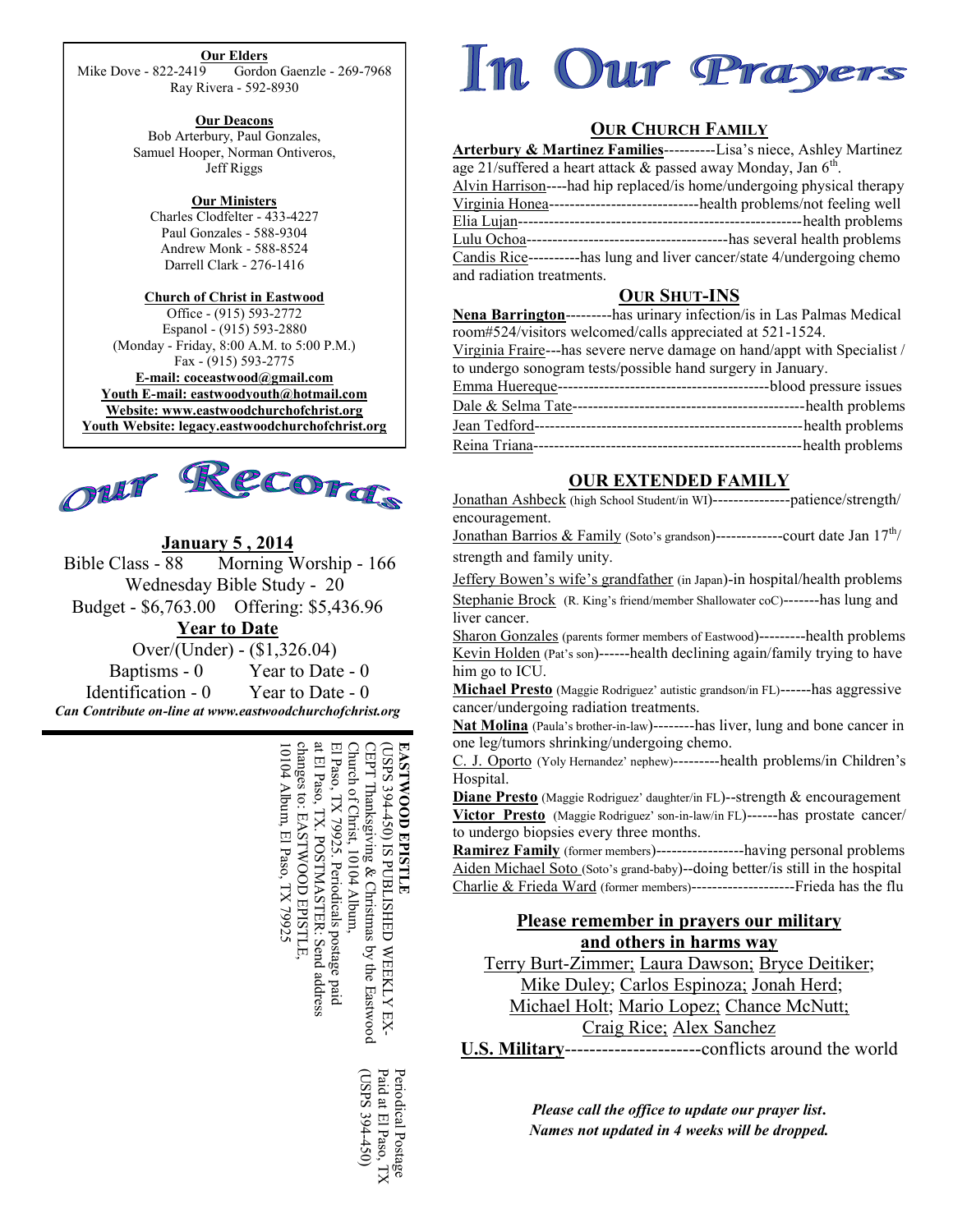**Our Elders**

Mike Dove - 822-2419  Gordon Gaenzle - 269-7968
Ray Rivera - 592-8930

**Our Deacons**

Bob Arterbury, Paul Gonzales, Samuel Hooper, Norman Ontiveros, Jeff Riggs

**Our Ministers**

Charles Clodfelter - 433-4227
Paul Gonzales - 588-9304
Andrew Monk - 588-8524
Darrell Clark - 276-1416

**Church of Christ in Eastwood**

Office - (915) 593-2772
Espanol - (915) 593-2880
(Monday - Friday, 8:00 A.M. to 5:00 P.M.)
Fax - (915) 593-2775
**E-mail: coceastwood@gmail.com**
**Youth E-mail: eastwoodyouth@hotmail.com**
**Website: www.eastwoodchurchofchrist.org**
**Youth Website: legacy.eastwoodchurchofchrist.org**

# Our Records

**January 5 , 2014**

Bible Class - 88  Morning Worship - 166
Wednesday Bible Study - 20
Budget - $6,763.00  Offering: $5,436.96

**Year to Date**

Over/(Under) - ($1,326.04)
Baptisms - 0  Year to Date - 0
Identification - 0  Year to Date - 0

***Can Contribute on-line at www.eastwoodchurchofchrist.org***

**EASTWOOD EPISTLE** (USPS 394-450) IS PUBLISHED WEEKLY EXCEPT Thanksgiving & Christmas by the Eastwood Church of Christ, 10104 Album, El Paso, TX 79925. Periodicals postage paid at El Paso, TX. POSTMASTER: Send address changes to: EASTWOOD EPISTLE, 10104 Album, El Paso, TX 79925

Periodical Postage
Paid at El Paso, TX
(USPS 394-450)

# In Our Prayers

## Our Church Family

**Arterbury & Martinez Families**----------Lisa's niece, Ashley Martinez age 21/suffered a heart attack & passed away Monday, Jan 6th.
Alvin Harrison----had hip replaced/is home/undergoing physical therapy
Virginia Honea-----------------------------health problems/not feeling well
Elia Lujan------------------------------------------------------health problems
Lulu Ochoa---------------------------------------has several health problems
Candis Rice----------has lung and liver cancer/state 4/undergoing chemo and radiation treatments.

## Our Shut-Ins

**Nena Barrington**---------has urinary infection/is in Las Palmas Medical room#524/visitors welcomed/calls appreciated at 521-1524.
Virginia Fraire---has severe nerve damage on hand/appt with Specialist / to undergo sonogram tests/possible hand surgery in January.
Emma Huereque-----------------------------------------blood pressure issues
Dale & Selma Tate--------------------------------------------health problems
Jean Tedford---------------------------------------------------health problems
Reina Triana---------------------------------------------------health problems

## OUR EXTENDED FAMILY

Jonathan Ashbeck (high School Student/in WI)---------------patience/strength/ encouragement.
Jonathan Barrios & Family (Soto's grandson)-------------court date Jan 17th/ strength and family unity.
Jeffery Bowen's wife's grandfather (in Japan)-in hospital/health problems
Stephanie Brock (R. King's friend/member Shallowater coC)-------has lung and liver cancer.
Sharon Gonzales (parents former members of Eastwood)---------health problems
Kevin Holden (Pat's son)------health declining again/family trying to have him go to ICU.
**Michael Presto** (Maggie Rodriguez' autistic grandson/in FL)------has aggressive cancer/undergoing radiation treatments.
**Nat Molina** (Paula's brother-in-law)--------has liver, lung and bone cancer in one leg/tumors shrinking/undergoing chemo.
C. J. Oporto (Yoly Hernandez' nephew)---------health problems/in Children's Hospital.
**Diane Presto** (Maggie Rodriguez' daughter/in FL)--strength & encouragement
**Victor Presto** (Maggie Rodriguez' son-in-law/in FL)------has prostate cancer/ to undergo biopsies every three months.
**Ramirez Family** (former members)-----------------having personal problems
Aiden Michael Soto (Soto's grand-baby)--doing better/is still in the hospital
Charlie & Frieda Ward (former members)--------------------Frieda has the flu

**Please remember in prayers our military and others in harms way**

Terry Burt-Zimmer; Laura Dawson; Bryce Deitiker; Mike Duley; Carlos Espinoza; Jonah Herd; Michael Holt; Mario Lopez; Chance McNutt; Craig Rice; Alex Sanchez

**U.S. Military**----------------------conflicts around the world

***Please call the office to update our prayer list.***
***Names not updated in 4 weeks will be dropped.***